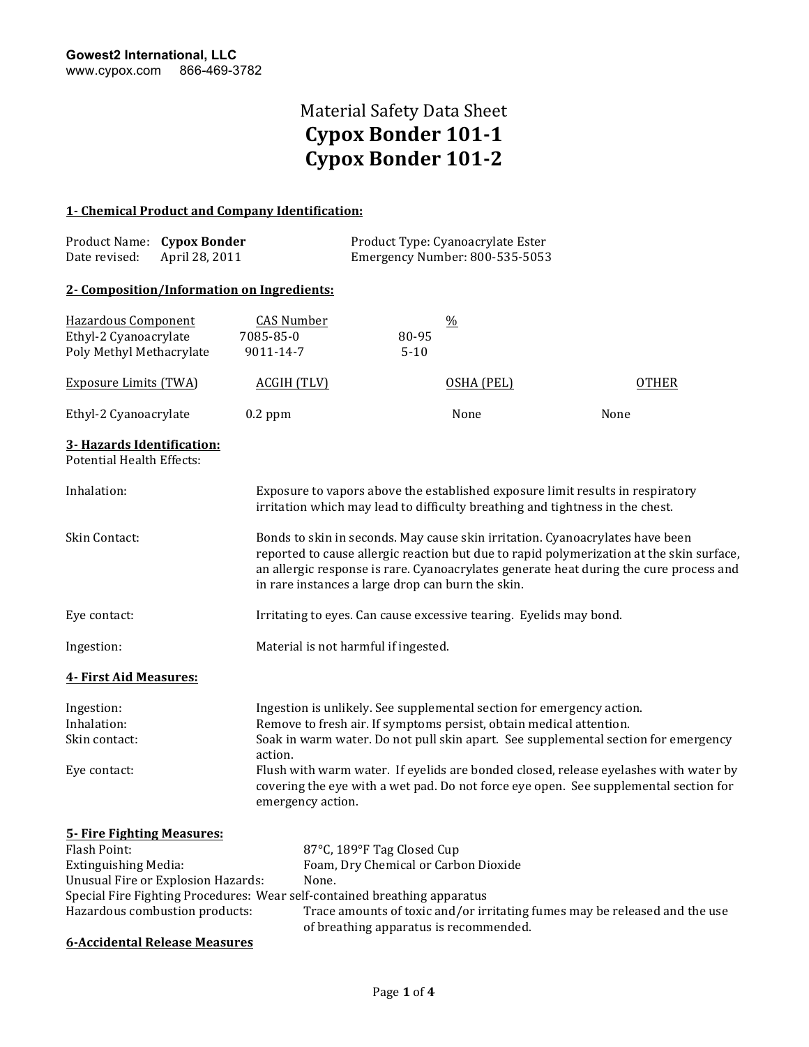**Gowest2 International, LLC**
www.cypox.com 866-469-3782

# Material Safety Data Sheet
# Cypox Bonder 101-1
# Cypox Bonder 101-2

## 1- Chemical Product and Company Identification:

| | | |
|---|---|---|
| Product Name: | **Cypox Bonder** | Product Type: Cyanoacrylate Ester |
| Date revised: | April 28, 2011 | Emergency Number: 800-535-5053 |

## 2- Composition/Information on Ingredients:

| Hazardous Component | CAS Number | % |
|---|---|---|
| Ethyl-2 Cyanoacrylate | 7085-85-0 | 80-95 |
| Poly Methyl Methacrylate | 9011-14-7 | 5-10 |

| Exposure Limits (TWA) | ACGIH (TLV) | OSHA (PEL) | OTHER |
|---|---|---|---|
| Ethyl-2 Cyanoacrylate | 0.2 ppm | None | None |

## 3- Hazards Identification:

Potential Health Effects:

| | |
|---|---|
| Inhalation: | Exposure to vapors above the established exposure limit results in respiratory irritation which may lead to difficulty breathing and tightness in the chest. |
| Skin Contact: | Bonds to skin in seconds. May cause skin irritation. Cyanoacrylates have been reported to cause allergic reaction but due to rapid polymerization at the skin surface, an allergic response is rare. Cyanoacrylates generate heat during the cure process and in rare instances a large drop can burn the skin. |
| Eye contact: | Irritating to eyes. Can cause excessive tearing. Eyelids may bond. |
| Ingestion: | Material is not harmful if ingested. |

## 4- First Aid Measures:

| | |
|---|---|
| Ingestion: | Ingestion is unlikely. See supplemental section for emergency action. |
| Inhalation: | Remove to fresh air. If symptoms persist, obtain medical attention. |
| Skin contact: | Soak in warm water. Do not pull skin apart. See supplemental section for emergency action. |
| Eye contact: | Flush with warm water. If eyelids are bonded closed, release eyelashes with water by covering the eye with a wet pad. Do not force eye open. See supplemental section for emergency action. |

## 5- Fire Fighting Measures:

| | |
|---|---|
| Flash Point: | 87°C, 189°F Tag Closed Cup |
| Extinguishing Media: | Foam, Dry Chemical or Carbon Dioxide |
| Unusual Fire or Explosion Hazards: | None. |
| Special Fire Fighting Procedures: | Wear self-contained breathing apparatus |
| Hazardous combustion products: | Trace amounts of toxic and/or irritating fumes may be released and the use of breathing apparatus is recommended. |

## 6-Accidental Release Measures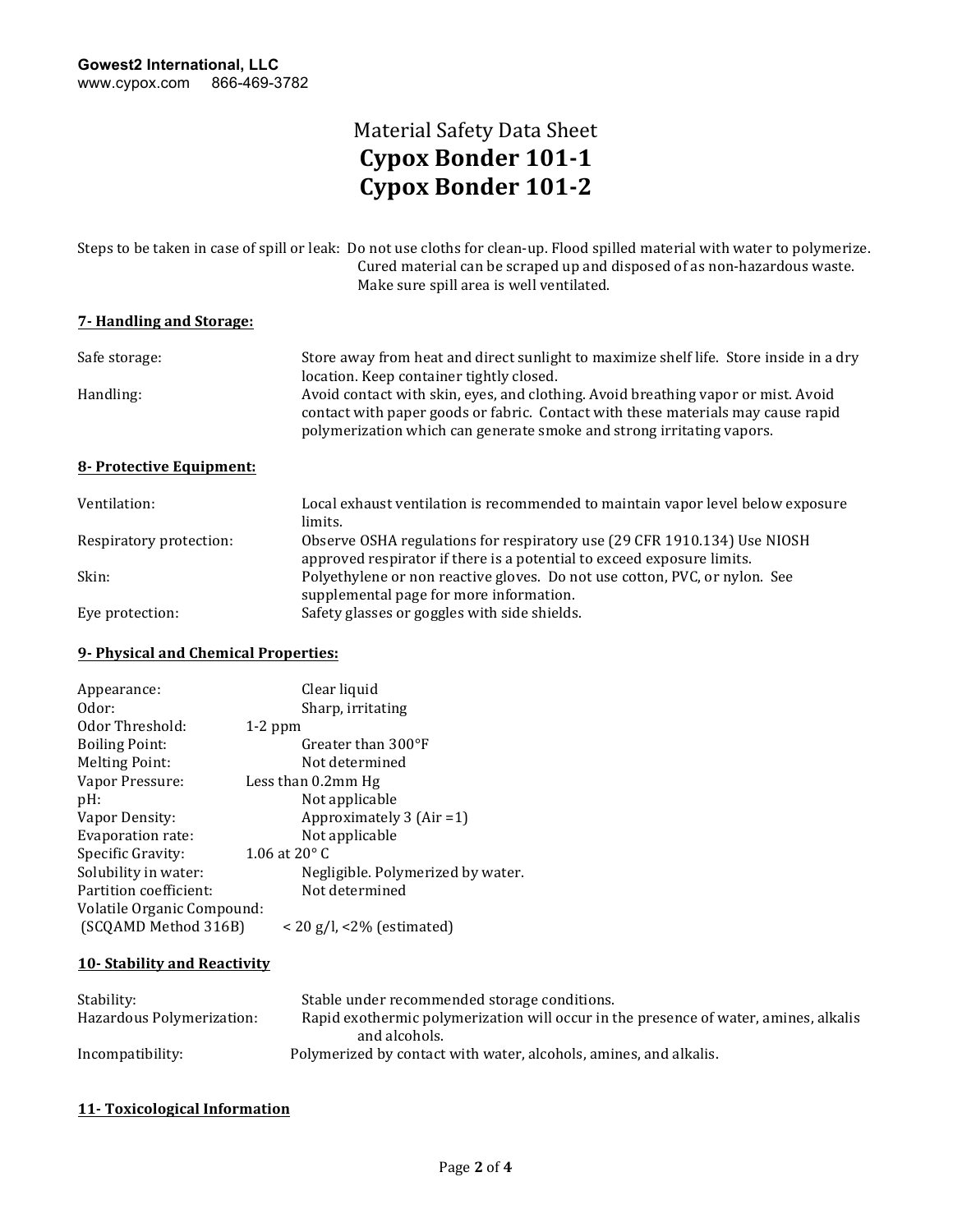Gowest2 International, LLC
www.cypox.com 866-469-3782

# Material Safety Data Sheet
# Cypox Bonder 101-1
# Cypox Bonder 101-2

Steps to be taken in case of spill or leak: Do not use cloths for clean-up. Flood spilled material with water to polymerize. Cured material can be scraped up and disposed of as non-hazardous waste. Make sure spill area is well ventilated.

## 7- Handling and Storage:

| | |
|---|---|
| Safe storage: | Store away from heat and direct sunlight to maximize shelf life. Store inside in a dry location. Keep container tightly closed. |
| Handling: | Avoid contact with skin, eyes, and clothing. Avoid breathing vapor or mist. Avoid contact with paper goods or fabric. Contact with these materials may cause rapid polymerization which can generate smoke and strong irritating vapors. |

## 8- Protective Equipment:

| | |
|---|---|
| Ventilation: | Local exhaust ventilation is recommended to maintain vapor level below exposure limits. |
| Respiratory protection: | Observe OSHA regulations for respiratory use (29 CFR 1910.134) Use NIOSH approved respirator if there is a potential to exceed exposure limits. |
| Skin: | Polyethylene or non reactive gloves. Do not use cotton, PVC, or nylon. See supplemental page for more information. |
| Eye protection: | Safety glasses or goggles with side shields. |

## 9- Physical and Chemical Properties:

| | |
|---|---|
| Appearance: | Clear liquid |
| Odor: | Sharp, irritating |
| Odor Threshold: | 1-2 ppm |
| Boiling Point: | Greater than 300°F |
| Melting Point: | Not determined |
| Vapor Pressure: | Less than 0.2mm Hg |
| pH: | Not applicable |
| Vapor Density: | Approximately 3 (Air =1) |
| Evaporation rate: | Not applicable |
| Specific Gravity: | 1.06 at 20° C |
| Solubility in water: | Negligible. Polymerized by water. |
| Partition coefficient: | Not determined |
| Volatile Organic Compound: (SCQAMD Method 316B) | < 20 g/l, <2% (estimated) |

## 10- Stability and Reactivity

| | |
|---|---|
| Stability: | Stable under recommended storage conditions. |
| Hazardous Polymerization: | Rapid exothermic polymerization will occur in the presence of water, amines, alkalis and alcohols. |
| Incompatibility: | Polymerized by contact with water, alcohols, amines, and alkalis. |

## 11- Toxicological Information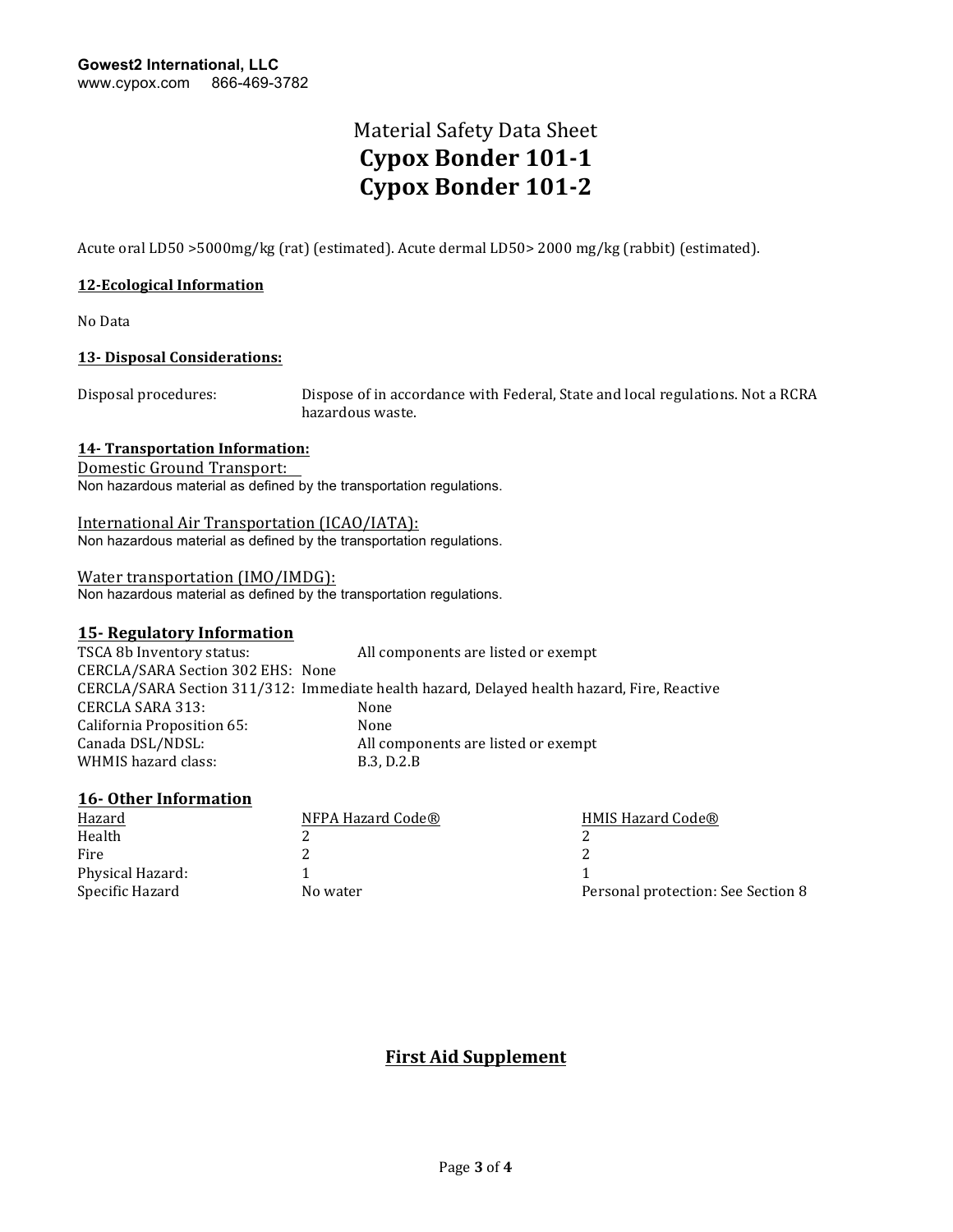Acute oral LD50 >5000mg/kg (rat) (estimated). Acute dermal LD50> 2000 mg/kg (rabbit) (estimated).

**12-Ecological Information**

No Data

**13- Disposal Considerations:**

Disposal procedures: Dispose of in accordance with Federal, State and local regulations. Not a RCRA hazardous waste.

**14- Transportation Information:**

Domestic Ground Transport:
Non hazardous material as defined by the transportation regulations.

International Air Transportation (ICAO/IATA):
Non hazardous material as defined by the transportation regulations.

Water transportation (IMO/IMDG):
Non hazardous material as defined by the transportation regulations.

## 15- Regulatory Information

TSCA 8b Inventory status: All components are listed or exempt
CERCLA/SARA Section 302 EHS: None
CERCLA/SARA Section 311/312: Immediate health hazard, Delayed health hazard, Fire, Reactive
CERCLA SARA 313: None
California Proposition 65: None
Canada DSL/NDSL: All components are listed or exempt
WHMIS hazard class: B.3, D.2.B

## 16- Other Information

| Hazard | NFPA Hazard Code® | HMIS Hazard Code® |
|---|---|---|
| Health | 2 | 2 |
| Fire | 2 | 2 |
| Physical Hazard: | 1 | 1 |
| Specific Hazard | No water | Personal protection: See Section 8 |

## First Aid Supplement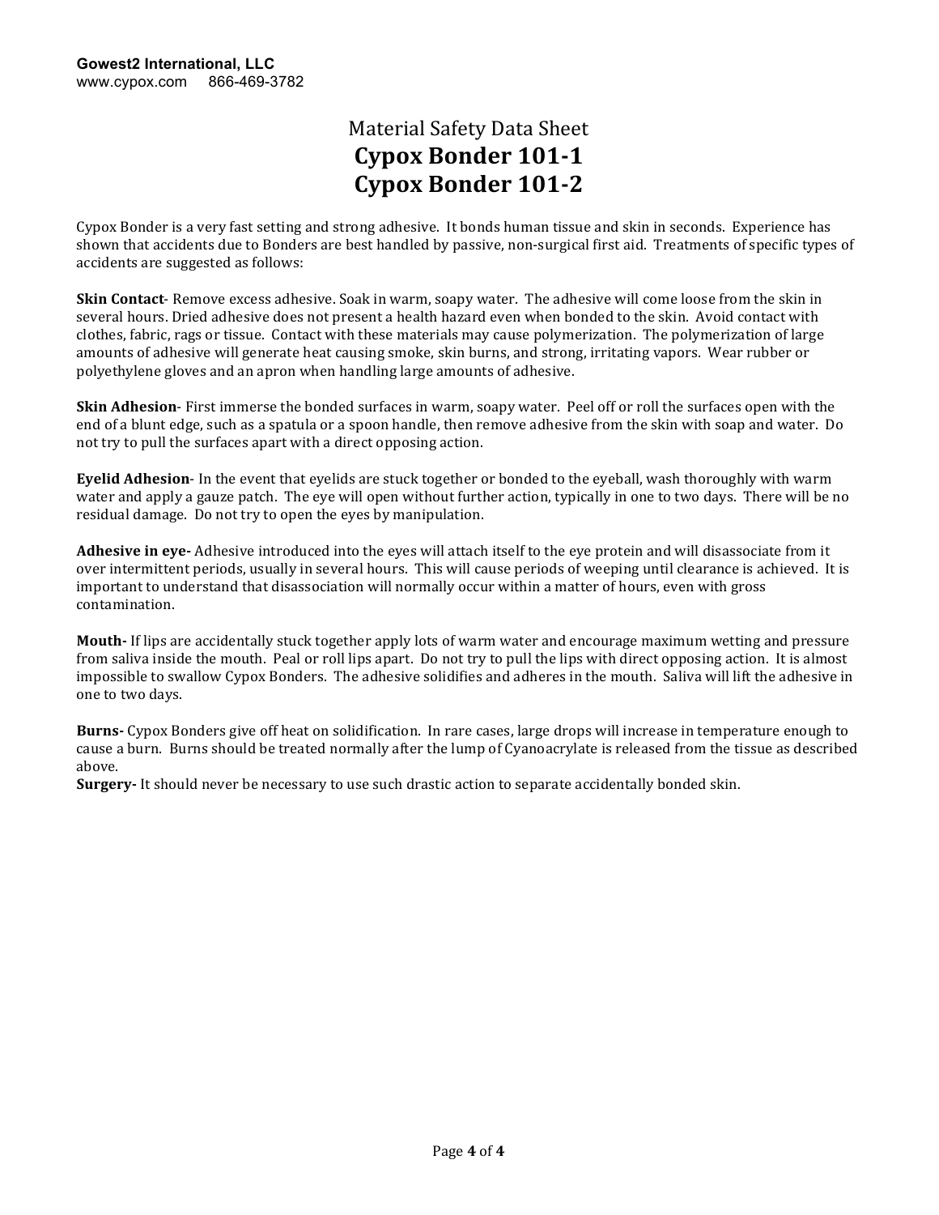**Gowest2 International, LLC**
www.cypox.com 866-469-3782

# Material Safety Data Sheet
# Cypox Bonder 101-1
# Cypox Bonder 101-2

Cypox Bonder is a very fast setting and strong adhesive. It bonds human tissue and skin in seconds. Experience has shown that accidents due to Bonders are best handled by passive, non-surgical first aid. Treatments of specific types of accidents are suggested as follows:

**Skin Contact**- Remove excess adhesive. Soak in warm, soapy water. The adhesive will come loose from the skin in several hours. Dried adhesive does not present a health hazard even when bonded to the skin. Avoid contact with clothes, fabric, rags or tissue. Contact with these materials may cause polymerization. The polymerization of large amounts of adhesive will generate heat causing smoke, skin burns, and strong, irritating vapors. Wear rubber or polyethylene gloves and an apron when handling large amounts of adhesive.

**Skin Adhesion**- First immerse the bonded surfaces in warm, soapy water. Peel off or roll the surfaces open with the end of a blunt edge, such as a spatula or a spoon handle, then remove adhesive from the skin with soap and water. Do not try to pull the surfaces apart with a direct opposing action.

**Eyelid Adhesion**- In the event that eyelids are stuck together or bonded to the eyeball, wash thoroughly with warm water and apply a gauze patch. The eye will open without further action, typically in one to two days. There will be no residual damage. Do not try to open the eyes by manipulation.

**Adhesive in eye-** Adhesive introduced into the eyes will attach itself to the eye protein and will disassociate from it over intermittent periods, usually in several hours. This will cause periods of weeping until clearance is achieved. It is important to understand that disassociation will normally occur within a matter of hours, even with gross contamination.

**Mouth-** If lips are accidentally stuck together apply lots of warm water and encourage maximum wetting and pressure from saliva inside the mouth. Peal or roll lips apart. Do not try to pull the lips with direct opposing action. It is almost impossible to swallow Cypox Bonders. The adhesive solidifies and adheres in the mouth. Saliva will lift the adhesive in one to two days.

**Burns-** Cypox Bonders give off heat on solidification. In rare cases, large drops will increase in temperature enough to cause a burn. Burns should be treated normally after the lump of Cyanoacrylate is released from the tissue as described above.

**Surgery-** It should never be necessary to use such drastic action to separate accidentally bonded skin.